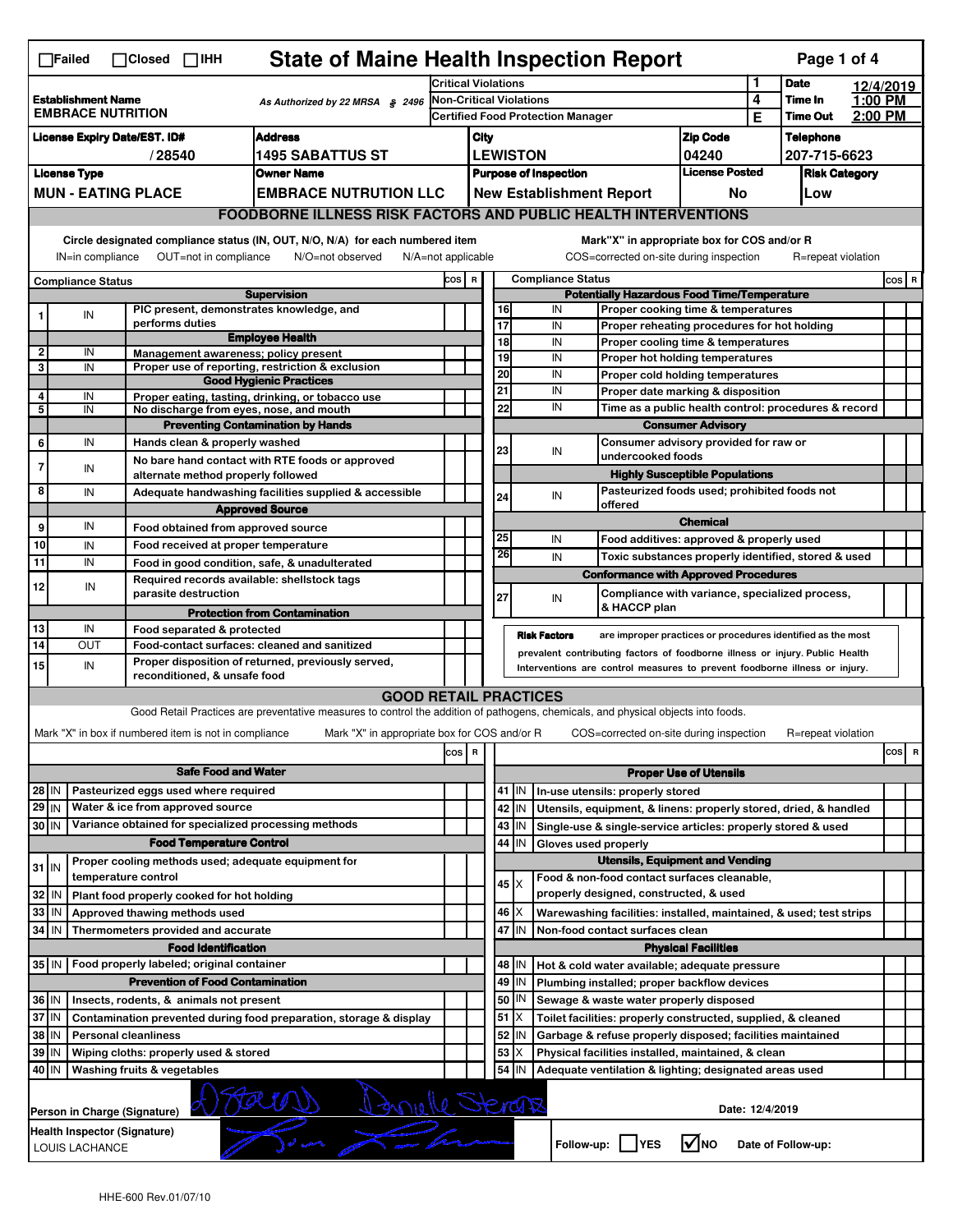☐Failed ☐Closed ☐IHH

# State of Maine Health Inspection Report

| | | | |
|---|---|---|---|
| **Establishment Name** EMBRACE NUTRITION | As Authorized by 22 MRSA § 2496 | Critical Violations: 1 | **Date** 12/4/2019 |
| | | Non-Critical Violations: 4 | **Time In** 1:00 PM |
| | | Certified Food Protection Manager: E | **Time Out** 2:00 PM |

| License Expiry Date/EST. ID# | Address | City | Zip Code | Telephone |
|---|---|---|---|---|
| / 28540 | 1495 SABATTUS ST | LEWISTON | 04240 | 207-715-6623 |

| License Type | Owner Name | Purpose of Inspection | License Posted | Risk Category |
|---|---|---|---|---|
| MUN - EATING PLACE | EMBRACE NUTRTION LLC | New Establishment Report | No | Low |

## FOODBORNE ILLNESS RISK FACTORS AND PUBLIC HEALTH INTERVENTIONS

Circle designated compliance status (IN, OUT, N/O, N/A) for each numbered item
IN=in compliance OUT=not in compliance N/O=not observed N/A=not applicable

Mark "X" in appropriate box for COS and/or R
COS=corrected on-site during inspection R=repeat violation

| # | Compliance Status | Item | COS | R |
|---|---|---|---|---|
| | | **Supervision** | | |
| 1 | IN | PIC present, demonstrates knowledge, and performs duties | | |
| | | **Employee Health** | | |
| 2 | IN | Management awareness; policy present | | |
| 3 | IN | Proper use of reporting, restriction & exclusion | | |
| | | **Good Hygienic Practices** | | |
| 4 | IN | Proper eating, tasting, drinking, or tobacco use | | |
| 5 | IN | No discharge from eyes, nose, and mouth | | |
| | | **Preventing Contamination by Hands** | | |
| 6 | IN | Hands clean & properly washed | | |
| 7 | IN | No bare hand contact with RTE foods or approved alternate method properly followed | | |
| 8 | IN | Adequate handwashing facilities supplied & accessible | | |
| | | **Approved Source** | | |
| 9 | IN | Food obtained from approved source | | |
| 10 | IN | Food received at proper temperature | | |
| 11 | IN | Food in good condition, safe, & unadulterated | | |
| 12 | IN | Required records available: shellstock tags parasite destruction | | |
| | | **Protection from Contamination** | | |
| 13 | IN | Food separated & protected | | |
| 14 | OUT | Food-contact surfaces: cleaned and sanitized | | |
| 15 | IN | Proper disposition of returned, previously served, reconditioned, & unsafe food | | |
| | | **Potentially Hazardous Food Time/Temperature** | | |
| 16 | IN | Proper cooking time & temperatures | | |
| 17 | IN | Proper reheating procedures for hot holding | | |
| 18 | IN | Proper cooling time & temperatures | | |
| 19 | IN | Proper hot holding temperatures | | |
| 20 | IN | Proper cold holding temperatures | | |
| 21 | IN | Proper date marking & disposition | | |
| 22 | IN | Time as a public health control: procedures & record | | |
| | | **Consumer Advisory** | | |
| 23 | IN | Consumer advisory provided for raw or undercooked foods | | |
| | | **Highly Susceptible Populations** | | |
| 24 | IN | Pasteurized foods used; prohibited foods not offered | | |
| | | **Chemical** | | |
| 25 | IN | Food additives: approved & properly used | | |
| 26 | IN | Toxic substances properly identified, stored & used | | |
| | | **Conformance with Approved Procedures** | | |
| 27 | IN | Compliance with variance, specialized process, & HACCP plan | | |

**Risk Factors** are improper practices or procedures identified as the most prevalent contributing factors of foodborne illness or injury. Public Health Interventions are control measures to prevent foodborne illness or injury.

## GOOD RETAIL PRACTICES

Good Retail Practices are preventative measures to control the addition of pathogens, chemicals, and physical objects into foods.

Mark "X" in box if numbered item is not in compliance Mark "X" in appropriate box for COS and/or R COS=corrected on-site during inspection R=repeat violation

| # | Status | Item | COS | R |
|---|---|---|---|---|
| | | **Safe Food and Water** | | |
| 28 | IN | Pasteurized eggs used where required | | |
| 29 | IN | Water & ice from approved source | | |
| 30 | IN | Variance obtained for specialized processing methods | | |
| | | **Food Temperature Control** | | |
| 31 | IN | Proper cooling methods used; adequate equipment for temperature control | | |
| 32 | IN | Plant food properly cooked for hot holding | | |
| 33 | IN | Approved thawing methods used | | |
| 34 | IN | Thermometers provided and accurate | | |
| | | **Food Identification** | | |
| 35 | IN | Food properly labeled; original container | | |
| | | **Prevention of Food Contamination** | | |
| 36 | IN | Insects, rodents, & animals not present | | |
| 37 | IN | Contamination prevented during food preparation, storage & display | | |
| 38 | IN | Personal cleanliness | | |
| 39 | IN | Wiping cloths: properly used & stored | | |
| 40 | IN | Washing fruits & vegetables | | |
| | | **Proper Use of Utensils** | | |
| 41 | IN | In-use utensils: properly stored | | |
| 42 | IN | Utensils, equipment, & linens: properly stored, dried, & handled | | |
| 43 | IN | Single-use & single-service articles: properly stored & used | | |
| 44 | IN | Gloves used properly | | |
| | | **Utensils, Equipment and Vending** | | |
| 45 | X | Food & non-food contact surfaces cleanable, properly designed, constructed, & used | | |
| 46 | X | Warewashing facilities: installed, maintained, & used; test strips | | |
| 47 | IN | Non-food contact surfaces clean | | |
| | | **Physical Facilities** | | |
| 48 | IN | Hot & cold water available; adequate pressure | | |
| 49 | IN | Plumbing installed; proper backflow devices | | |
| 50 | IN | Sewage & waste water properly disposed | | |
| 51 | X | Toilet facilities: properly constructed, supplied, & cleaned | | |
| 52 | IN | Garbage & refuse properly disposed; facilities maintained | | |
| 53 | X | Physical facilities installed, maintained, & clean | | |
| 54 | IN | Adequate ventilation & lighting; designated areas used | | |

Person in Charge (Signature) Date: 12/4/2019

Health Inspector (Signature) LOUIS LACHANCE

Follow-up: ☐ YES ☑ NO Date of Follow-up:

HHE-600 Rev.01/07/10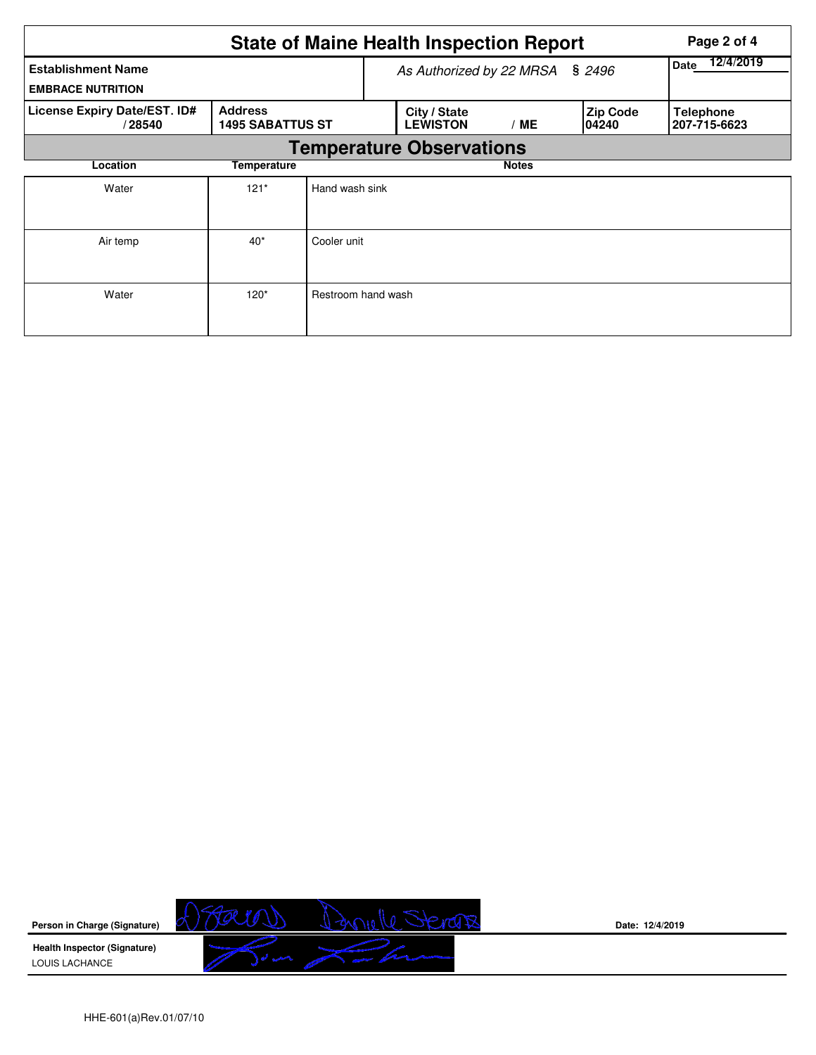# State of Maine Health Inspection Report

| Establishment Name | As Authorized by 22 MRSA § 2496 | | | Date 12/4/2019 |
|---|---|---|---|---|
| EMBRACE NUTRITION | | | | |
| **License Expiry Date/EST. ID#** / 28540 | **Address** 1495 SABATTUS ST | **City / State** LEWISTON / ME | **Zip Code** 04240 | **Telephone** 207-715-6623 |

## Temperature Observations

| Location | Temperature | Notes |
|---|---|---|
| Water | 121* | Hand wash sink |
| Air temp | 40* | Cooler unit |
| Water | 120* | Restroom hand wash |

**Person in Charge (Signature)** [signature] Date: 12/4/2019

**Health Inspector (Signature)** [signature]
LOUIS LACHANCE

HHE-601(a)Rev.01/07/10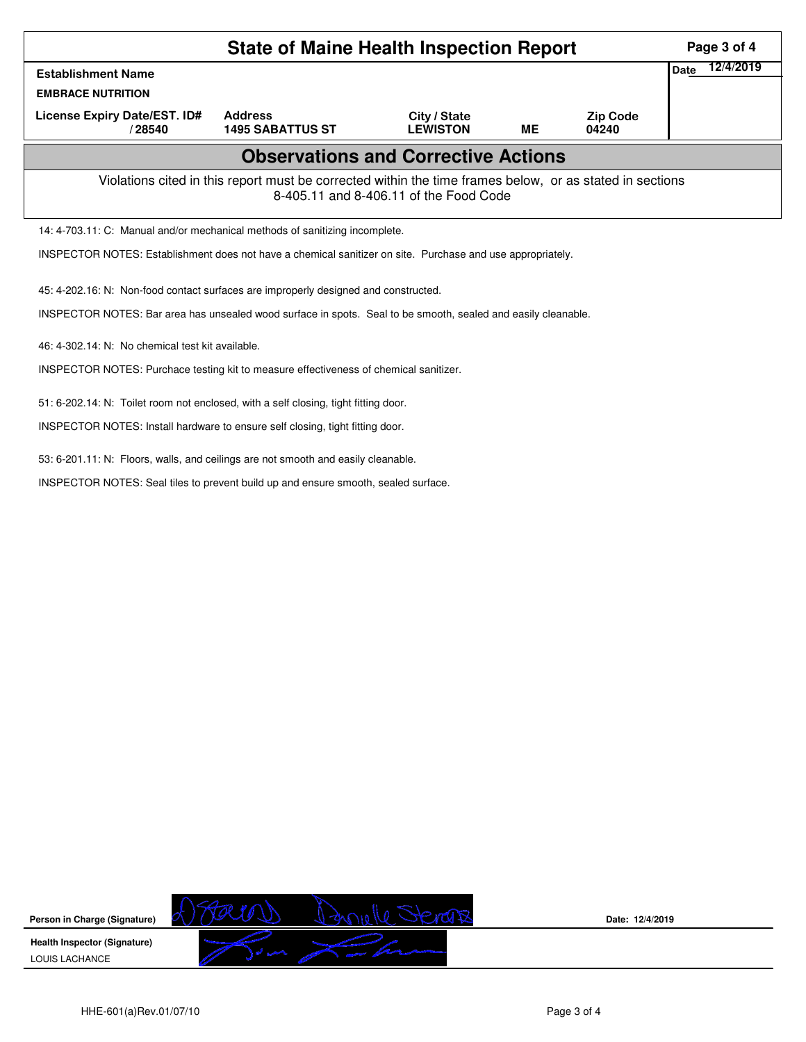# State of Maine Health Inspection Report

| Establishment Name | | | | | Date 12/4/2019 |
|---|---|---|---|---|---|
| **EMBRACE NUTRITION** | | | | | |
| **License Expiry Date/EST. ID#** | **Address** | **City / State** | | **Zip Code** | |
| / 28540 | 1495 SABATTUS ST | LEWISTON | ME | 04240 | |

## Observations and Corrective Actions

Violations cited in this report must be corrected within the time frames below, or as stated in sections 8-405.11 and 8-406.11 of the Food Code

14: 4-703.11: C: Manual and/or mechanical methods of sanitizing incomplete.

INSPECTOR NOTES: Establishment does not have a chemical sanitizer on site. Purchase and use appropriately.

45: 4-202.16: N: Non-food contact surfaces are improperly designed and constructed.

INSPECTOR NOTES: Bar area has unsealed wood surface in spots. Seal to be smooth, sealed and easily cleanable.

46: 4-302.14: N: No chemical test kit available.

INSPECTOR NOTES: Purchace testing kit to measure effectiveness of chemical sanitizer.

51: 6-202.14: N: Toilet room not enclosed, with a self closing, tight fitting door.

INSPECTOR NOTES: Install hardware to ensure self closing, tight fitting door.

53: 6-201.11: N: Floors, walls, and ceilings are not smooth and easily cleanable.

INSPECTOR NOTES: Seal tiles to prevent build up and ensure smooth, sealed surface.

**Person in Charge (Signature)** [signature] Date: 12/4/2019

**Health Inspector (Signature)** [signature]

LOUIS LACHANCE

HHE-601(a)Rev.01/07/10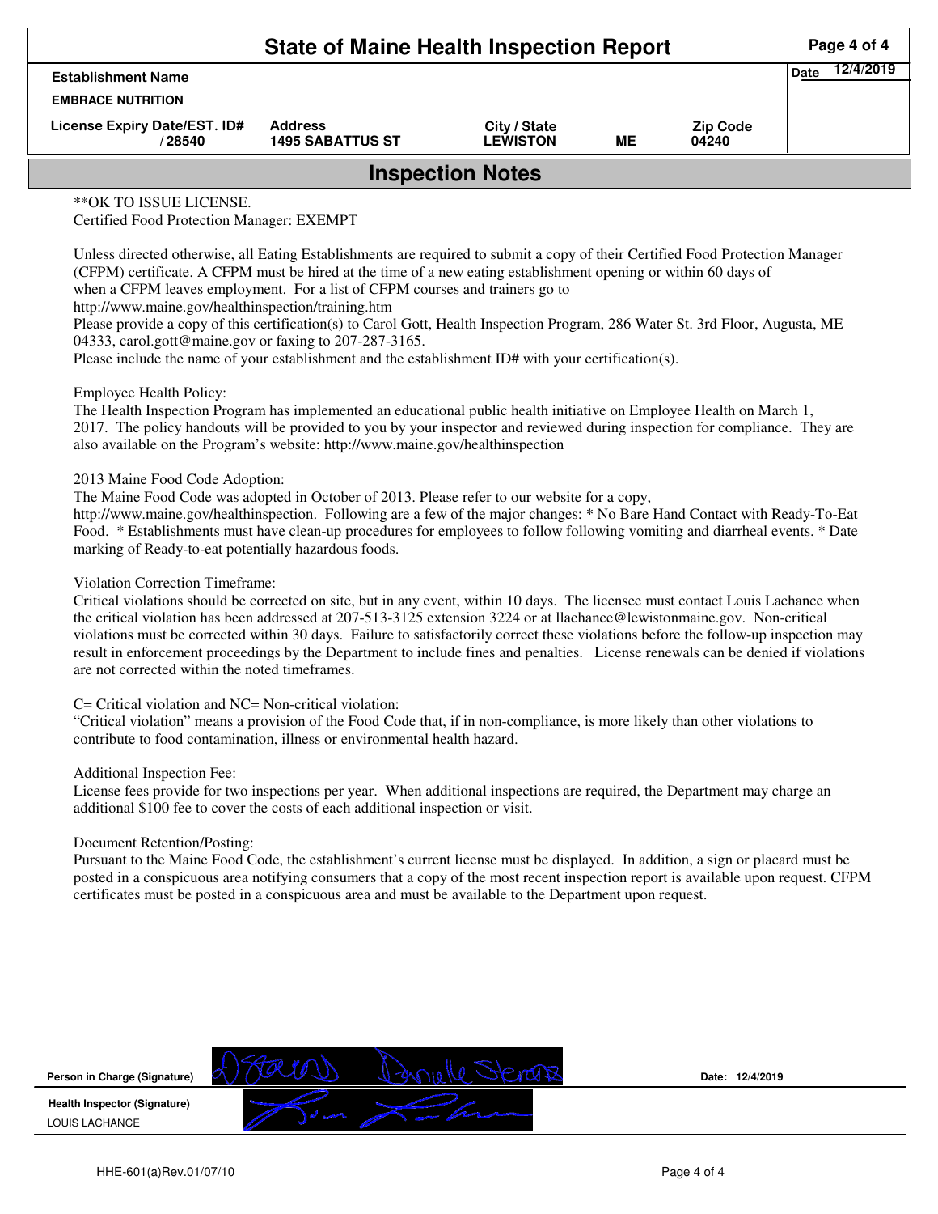# State of Maine Health Inspection Report

| Establishment Name | | | | | Date 12/4/2019 |
|---|---|---|---|---|---|
| EMBRACE NUTRITION | | | | | |
| License Expiry Date/EST. ID# / 28540 | Address 1495 SABATTUS ST | City / State LEWISTON | ME | Zip Code 04240 | |

## Inspection Notes

**OK TO ISSUE LICENSE.
Certified Food Protection Manager: EXEMPT

Unless directed otherwise, all Eating Establishments are required to submit a copy of their Certified Food Protection Manager (CFPM) certificate. A CFPM must be hired at the time of a new eating establishment opening or within 60 days of when a CFPM leaves employment. For a list of CFPM courses and trainers go to http://www.maine.gov/healthinspection/training.htm
Please provide a copy of this certification(s) to Carol Gott, Health Inspection Program, 286 Water St. 3rd Floor, Augusta, ME 04333, carol.gott@maine.gov or faxing to 207-287-3165.
Please include the name of your establishment and the establishment ID# with your certification(s).

Employee Health Policy:
The Health Inspection Program has implemented an educational public health initiative on Employee Health on March 1, 2017. The policy handouts will be provided to you by your inspector and reviewed during inspection for compliance. They are also available on the Program's website: http://www.maine.gov/healthinspection

2013 Maine Food Code Adoption:
The Maine Food Code was adopted in October of 2013. Please refer to our website for a copy, http://www.maine.gov/healthinspection. Following are a few of the major changes: * No Bare Hand Contact with Ready-To-Eat Food. * Establishments must have clean-up procedures for employees to follow following vomiting and diarrheal events. * Date marking of Ready-to-eat potentially hazardous foods.

Violation Correction Timeframe:
Critical violations should be corrected on site, but in any event, within 10 days. The licensee must contact Louis Lachance when the critical violation has been addressed at 207-513-3125 extension 3224 or at llachance@lewistonmaine.gov. Non-critical violations must be corrected within 30 days. Failure to satisfactorily correct these violations before the follow-up inspection may result in enforcement proceedings by the Department to include fines and penalties. License renewals can be denied if violations are not corrected within the noted timeframes.

C= Critical violation and NC= Non-critical violation:
"Critical violation" means a provision of the Food Code that, if in non-compliance, is more likely than other violations to contribute to food contamination, illness or environmental health hazard.

Additional Inspection Fee:
License fees provide for two inspections per year. When additional inspections are required, the Department may charge an additional $100 fee to cover the costs of each additional inspection or visit.

Document Retention/Posting:
Pursuant to the Maine Food Code, the establishment's current license must be displayed. In addition, a sign or placard must be posted in a conspicuous area notifying consumers that a copy of the most recent inspection report is available upon request. CFPM certificates must be posted in a conspicuous area and must be available to the Department upon request.

**Person in Charge (Signature)** Date: 12/4/2019

**Health Inspector (Signature)**
LOUIS LACHANCE

HHE-601(a)Rev.01/07/10